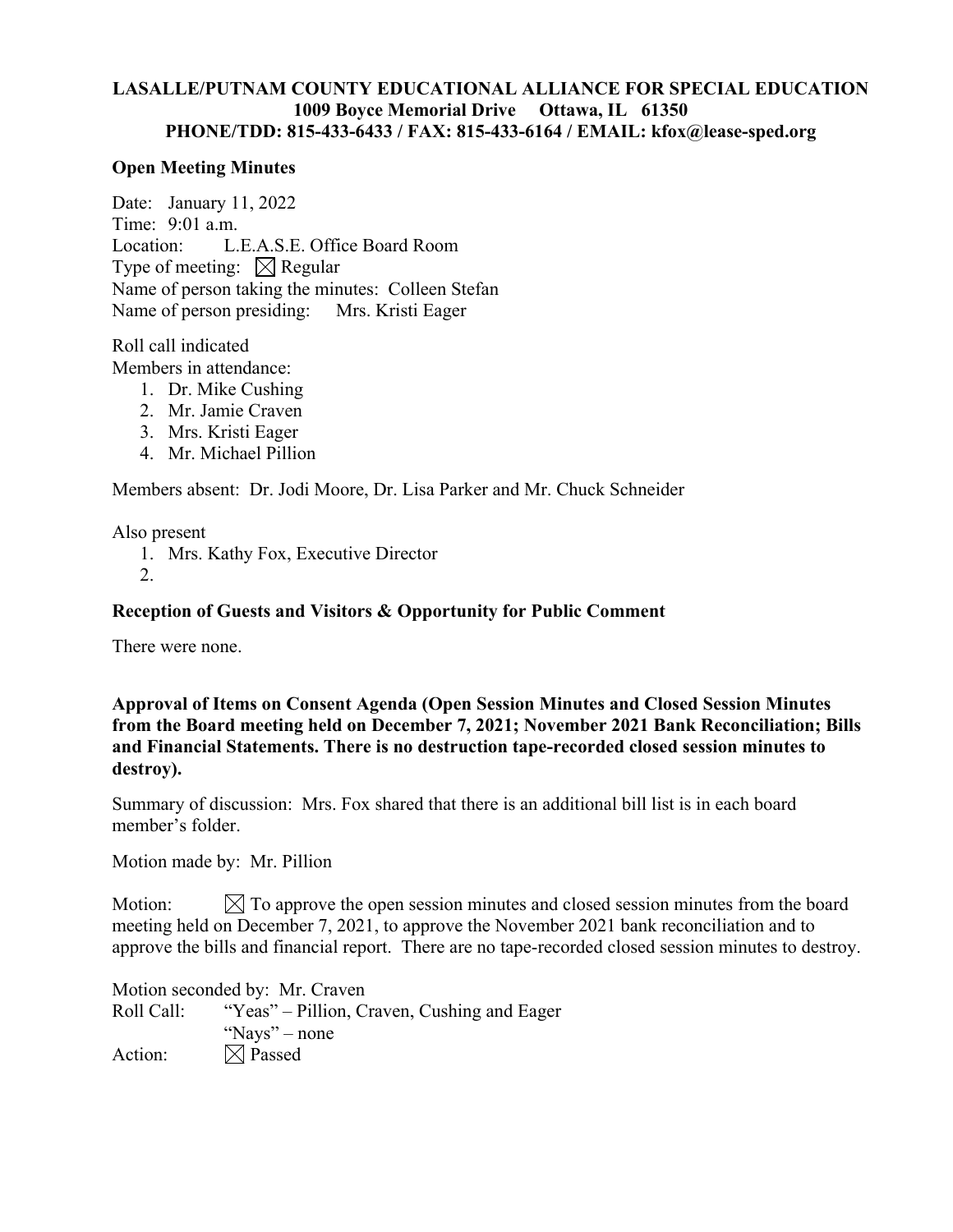**LASALLE/PUTNAM COUNTY EDUCATIONAL ALLIANCE FOR SPECIAL EDUCATION**
**1009 Boyce Memorial Drive Ottawa, IL 61350**
**PHONE/TDD: 815-433-6433 / FAX: 815-433-6164 / EMAIL: kfox@lease-sped.org**

**Open Meeting Minutes**

Date: January 11, 2022
Time: 9:01 a.m.
Location: L.E.A.S.E. Office Board Room
Type of meeting: ☒ Regular
Name of person taking the minutes: Colleen Stefan
Name of person presiding: Mrs. Kristi Eager

Roll call indicated
Members in attendance:

1. Dr. Mike Cushing
2. Mr. Jamie Craven
3. Mrs. Kristi Eager
4. Mr. Michael Pillion

Members absent: Dr. Jodi Moore, Dr. Lisa Parker and Mr. Chuck Schneider

Also present

1. Mrs. Kathy Fox, Executive Director
2.

**Reception of Guests and Visitors & Opportunity for Public Comment**

There were none.

**Approval of Items on Consent Agenda (Open Session Minutes and Closed Session Minutes from the Board meeting held on December 7, 2021; November 2021 Bank Reconciliation; Bills and Financial Statements. There is no destruction tape-recorded closed session minutes to destroy).**

Summary of discussion: Mrs. Fox shared that there is an additional bill list is in each board member's folder.

Motion made by: Mr. Pillion

Motion: ☒ To approve the open session minutes and closed session minutes from the board meeting held on December 7, 2021, to approve the November 2021 bank reconciliation and to approve the bills and financial report. There are no tape-recorded closed session minutes to destroy.

Motion seconded by: Mr. Craven
Roll Call: "Yeas" – Pillion, Craven, Cushing and Eager
"Nays" – none
Action: ☒ Passed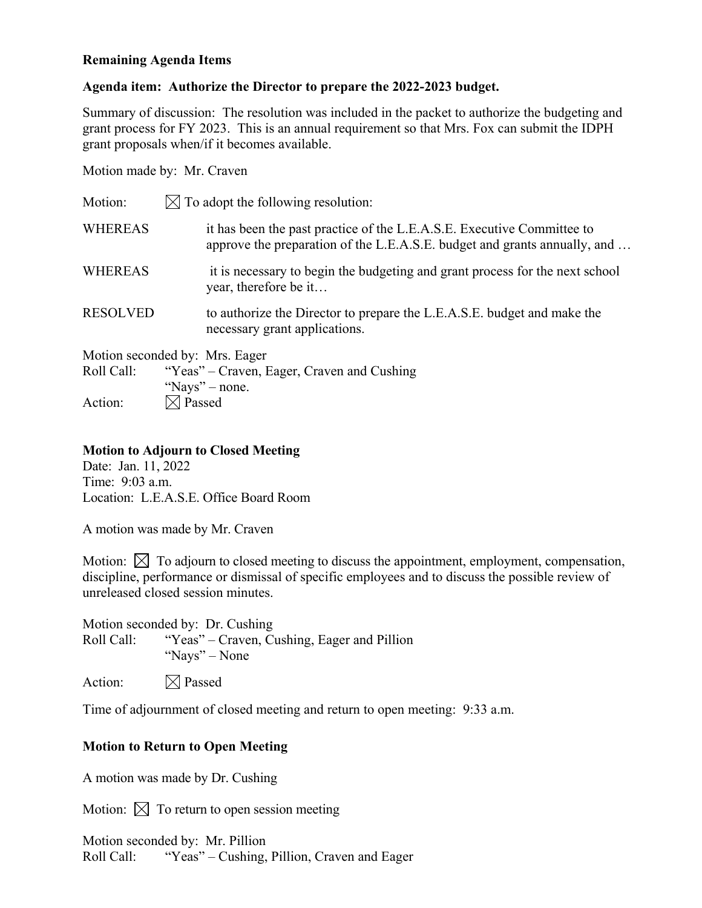**Remaining Agenda Items**

**Agenda item: Authorize the Director to prepare the 2022-2023 budget.**

Summary of discussion: The resolution was included in the packet to authorize the budgeting and grant process for FY 2023. This is an annual requirement so that Mrs. Fox can submit the IDPH grant proposals when/if it becomes available.

Motion made by: Mr. Craven

Motion: ☒ To adopt the following resolution:

WHEREAS it has been the past practice of the L.E.A.S.E. Executive Committee to approve the preparation of the L.E.A.S.E. budget and grants annually, and …

WHEREAS it is necessary to begin the budgeting and grant process for the next school year, therefore be it…

RESOLVED to authorize the Director to prepare the L.E.A.S.E. budget and make the necessary grant applications.

Motion seconded by: Mrs. Eager
Roll Call: "Yeas" – Craven, Eager, Craven and Cushing
"Nays" – none.
Action: ☒ Passed

**Motion to Adjourn to Closed Meeting**
Date: Jan. 11, 2022
Time: 9:03 a.m.
Location: L.E.A.S.E. Office Board Room

A motion was made by Mr. Craven

Motion: ☒ To adjourn to closed meeting to discuss the appointment, employment, compensation, discipline, performance or dismissal of specific employees and to discuss the possible review of unreleased closed session minutes.

Motion seconded by: Dr. Cushing
Roll Call: "Yeas" – Craven, Cushing, Eager and Pillion
"Nays" – None

Action: ☒ Passed

Time of adjournment of closed meeting and return to open meeting: 9:33 a.m.

**Motion to Return to Open Meeting**

A motion was made by Dr. Cushing

Motion: ☒ To return to open session meeting

Motion seconded by: Mr. Pillion
Roll Call: "Yeas" – Cushing, Pillion, Craven and Eager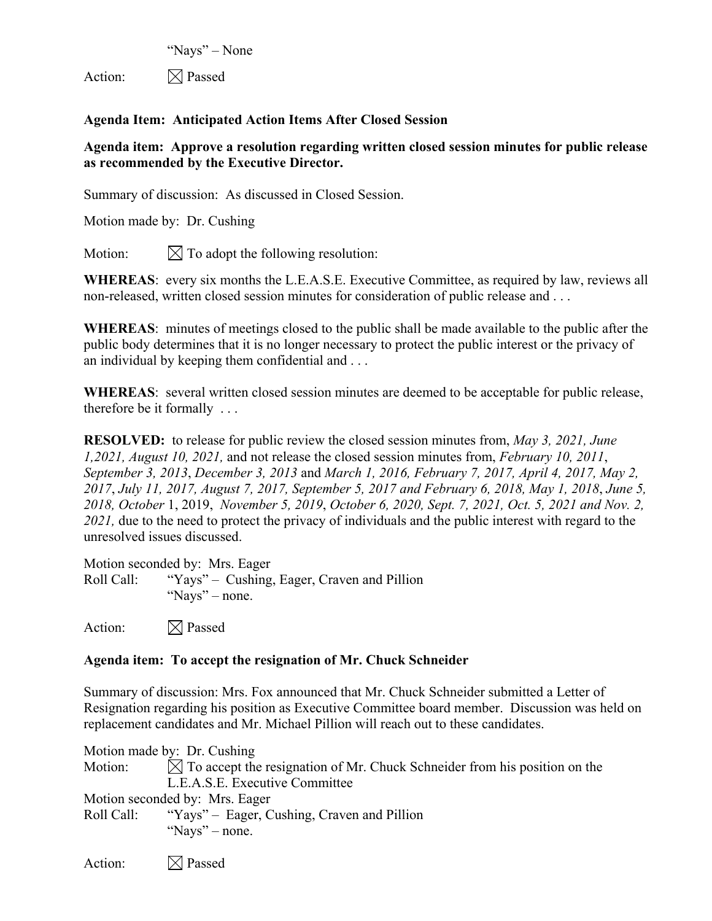"Nays" – None

Action: ☒ Passed

**Agenda Item: Anticipated Action Items After Closed Session**

**Agenda item: Approve a resolution regarding written closed session minutes for public release as recommended by the Executive Director.**

Summary of discussion: As discussed in Closed Session.

Motion made by: Dr. Cushing

Motion: ☒ To adopt the following resolution:

**WHEREAS**: every six months the L.E.A.S.E. Executive Committee, as required by law, reviews all non-released, written closed session minutes for consideration of public release and . . .

**WHEREAS**: minutes of meetings closed to the public shall be made available to the public after the public body determines that it is no longer necessary to protect the public interest or the privacy of an individual by keeping them confidential and . . .

**WHEREAS**: several written closed session minutes are deemed to be acceptable for public release, therefore be it formally . . .

**RESOLVED:** to release for public review the closed session minutes from, *May 3, 2021, June 1,2021, August 10, 2021,* and not release the closed session minutes from, *February 10, 2011*, *September 3, 2013*, *December 3, 2013* and *March 1, 2016, February 7, 2017, April 4, 2017, May 2, 2017*, *July 11, 2017, August 7, 2017, September 5, 2017 and February 6, 2018, May 1, 2018*, *June 5, 2018, October* 1, 2019, *November 5, 2019*, *October 6, 2020, Sept. 7, 2021, Oct. 5, 2021 and Nov. 2, 2021,* due to the need to protect the privacy of individuals and the public interest with regard to the unresolved issues discussed.

Motion seconded by: Mrs. Eager
Roll Call: "Yays" – Cushing, Eager, Craven and Pillion
"Nays" – none.

Action: ☒ Passed

**Agenda item: To accept the resignation of Mr. Chuck Schneider**

Summary of discussion: Mrs. Fox announced that Mr. Chuck Schneider submitted a Letter of Resignation regarding his position as Executive Committee board member. Discussion was held on replacement candidates and Mr. Michael Pillion will reach out to these candidates.

Motion made by: Dr. Cushing
Motion: ☒ To accept the resignation of Mr. Chuck Schneider from his position on the L.E.A.S.E. Executive Committee
Motion seconded by: Mrs. Eager
Roll Call: "Yays" – Eager, Cushing, Craven and Pillion
"Nays" – none.

Action: ☒ Passed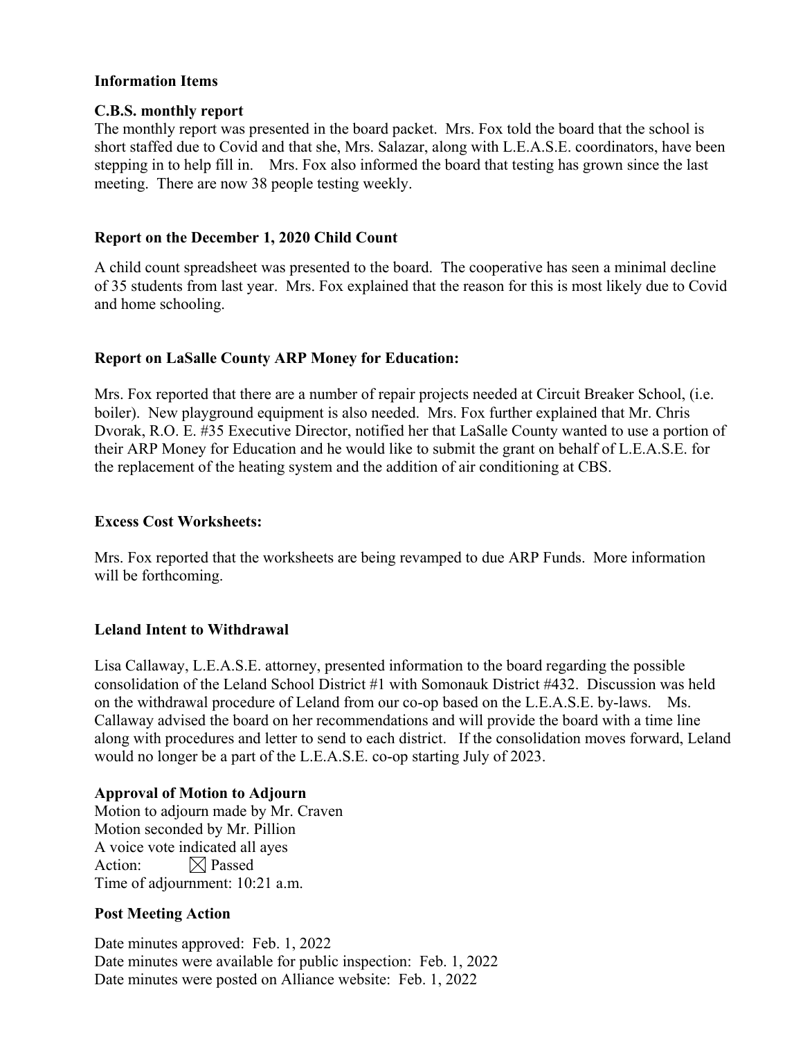**Information Items**

**C.B.S. monthly report**

The monthly report was presented in the board packet. Mrs. Fox told the board that the school is short staffed due to Covid and that she, Mrs. Salazar, along with L.E.A.S.E. coordinators, have been stepping in to help fill in. Mrs. Fox also informed the board that testing has grown since the last meeting. There are now 38 people testing weekly.

**Report on the December 1, 2020 Child Count**

A child count spreadsheet was presented to the board. The cooperative has seen a minimal decline of 35 students from last year. Mrs. Fox explained that the reason for this is most likely due to Covid and home schooling.

**Report on LaSalle County ARP Money for Education:**

Mrs. Fox reported that there are a number of repair projects needed at Circuit Breaker School, (i.e. boiler). New playground equipment is also needed. Mrs. Fox further explained that Mr. Chris Dvorak, R.O. E. #35 Executive Director, notified her that LaSalle County wanted to use a portion of their ARP Money for Education and he would like to submit the grant on behalf of L.E.A.S.E. for the replacement of the heating system and the addition of air conditioning at CBS.

**Excess Cost Worksheets:**

Mrs. Fox reported that the worksheets are being revamped to due ARP Funds. More information will be forthcoming.

**Leland Intent to Withdrawal**

Lisa Callaway, L.E.A.S.E. attorney, presented information to the board regarding the possible consolidation of the Leland School District #1 with Somonauk District #432. Discussion was held on the withdrawal procedure of Leland from our co-op based on the L.E.A.S.E. by-laws. Ms. Callaway advised the board on her recommendations and will provide the board with a time line along with procedures and letter to send to each district. If the consolidation moves forward, Leland would no longer be a part of the L.E.A.S.E. co-op starting July of 2023.

**Approval of Motion to Adjourn**

Motion to adjourn made by Mr. Craven
Motion seconded by Mr. Pillion
A voice vote indicated all ayes
Action: ☒ Passed
Time of adjournment: 10:21 a.m.

**Post Meeting Action**

Date minutes approved: Feb. 1, 2022
Date minutes were available for public inspection: Feb. 1, 2022
Date minutes were posted on Alliance website: Feb. 1, 2022